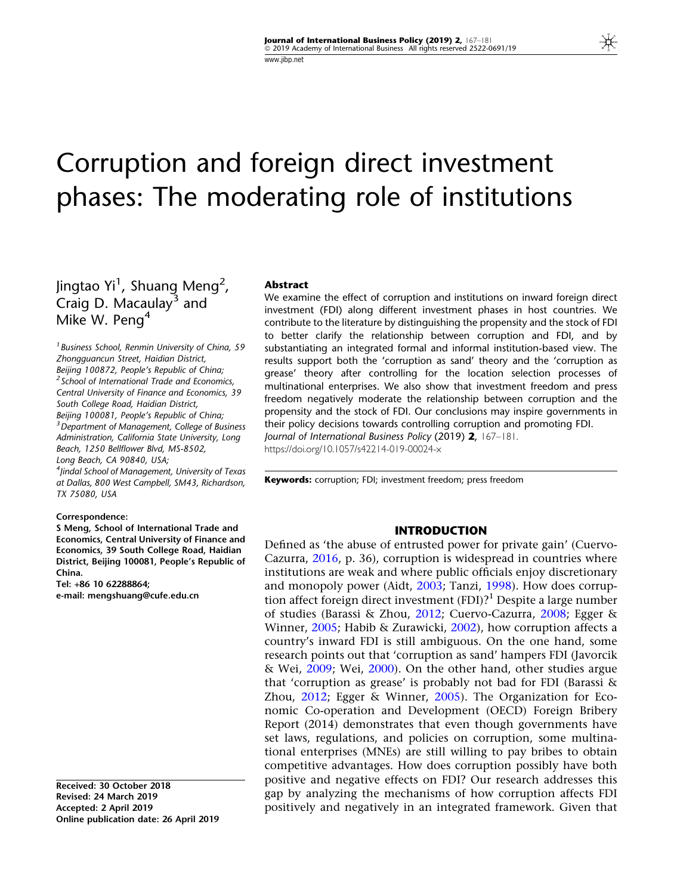# Corruption and foreign direct investment phases: The moderating role of institutions

Jingtao Yi[1], Shuang Meng[2], Craig D. Macaulay[3] and Mike W. Peng[4]

[1] Business School, Renmin University of China, 59 Zhongguancun Street, Haidian District, Beijing 100872, People's Republic of China;
[2] School of International Trade and Economics, Central University of Finance and Economics, 39 South College Road, Haidian District, Beijing 100081, People's Republic of China;
[3] Department of Management, College of Business Administration, California State University, Long Beach, 1250 Bellflower Blvd, MS-8502, Long Beach, CA 90840, USA;
[4] Jindal School of Management, University of Texas at Dallas, 800 West Campbell, SM43, Richardson, TX 75080, USA

**Correspondence:**
**S Meng, School of International Trade and Economics, Central University of Finance and Economics, 39 South College Road, Haidian District, Beijing 100081, People's Republic of China.**
**Tel: +86 10 62288864;**
**e-mail: mengshuang@cufe.edu.cn**

**Received: 30 October 2018**
**Revised: 24 March 2019**
**Accepted: 2 April 2019**
**Online publication date: 26 April 2019**

## Abstract

We examine the effect of corruption and institutions on inward foreign direct investment (FDI) along different investment phases in host countries. We contribute to the literature by distinguishing the propensity and the stock of FDI to better clarify the relationship between corruption and FDI, and by substantiating an integrated formal and informal institution-based view. The results support both the 'corruption as sand' theory and the 'corruption as grease' theory after controlling for the location selection processes of multinational enterprises. We also show that investment freedom and press freedom negatively moderate the relationship between corruption and the propensity and the stock of FDI. Our conclusions may inspire governments in their policy decisions towards controlling corruption and promoting FDI.

*Journal of International Business Policy* (2019) **2**, 167–181.
https://doi.org/10.1057/s42214-019-00024-x

**Keywords:** corruption; FDI; investment freedom; press freedom

## INTRODUCTION

Defined as 'the abuse of entrusted power for private gain' (Cuervo-Cazurra, 2016, p. 36), corruption is widespread in countries where institutions are weak and where public officials enjoy discretionary and monopoly power (Aidt, 2003; Tanzi, 1998). How does corruption affect foreign direct investment (FDI)?[1] Despite a large number of studies (Barassi & Zhou, 2012; Cuervo-Cazurra, 2008; Egger & Winner, 2005; Habib & Zurawicki, 2002), how corruption affects a country's inward FDI is still ambiguous. On the one hand, some research points out that 'corruption as sand' hampers FDI (Javorcik & Wei, 2009; Wei, 2000). On the other hand, other studies argue that 'corruption as grease' is probably not bad for FDI (Barassi & Zhou, 2012; Egger & Winner, 2005). The Organization for Economic Co-operation and Development (OECD) Foreign Bribery Report (2014) demonstrates that even though governments have set laws, regulations, and policies on corruption, some multinational enterprises (MNEs) are still willing to pay bribes to obtain competitive advantages. How does corruption possibly have both positive and negative effects on FDI? Our research addresses this gap by analyzing the mechanisms of how corruption affects FDI positively and negatively in an integrated framework. Given that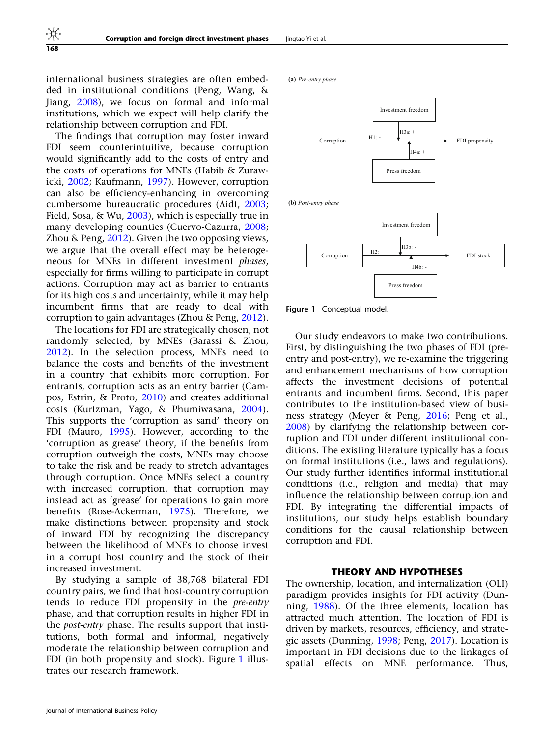international business strategies are often embedded in institutional conditions (Peng, Wang, & Jiang, 2008), we focus on formal and informal institutions, which we expect will help clarify the relationship between corruption and FDI.

The findings that corruption may foster inward FDI seem counterintuitive, because corruption would significantly add to the costs of entry and the costs of operations for MNEs (Habib & Zurawicki, 2002; Kaufmann, 1997). However, corruption can also be efficiency-enhancing in overcoming cumbersome bureaucratic procedures (Aidt, 2003; Field, Sosa, & Wu, 2003), which is especially true in many developing counties (Cuervo-Cazurra, 2008; Zhou & Peng, 2012). Given the two opposing views, we argue that the overall effect may be heterogeneous for MNEs in different investment *phases*, especially for firms willing to participate in corrupt actions. Corruption may act as barrier to entrants for its high costs and uncertainty, while it may help incumbent firms that are ready to deal with corruption to gain advantages (Zhou & Peng, 2012).

The locations for FDI are strategically chosen, not randomly selected, by MNEs (Barassi & Zhou, 2012). In the selection process, MNEs need to balance the costs and benefits of the investment in a country that exhibits more corruption. For entrants, corruption acts as an entry barrier (Campos, Estrin, & Proto, 2010) and creates additional costs (Kurtzman, Yago, & Phumiwasana, 2004). This supports the 'corruption as sand' theory on FDI (Mauro, 1995). However, according to the 'corruption as grease' theory, if the benefits from corruption outweigh the costs, MNEs may choose to take the risk and be ready to stretch advantages through corruption. Once MNEs select a country with increased corruption, that corruption may instead act as 'grease' for operations to gain more benefits (Rose-Ackerman, 1975). Therefore, we make distinctions between propensity and stock of inward FDI by recognizing the discrepancy between the likelihood of MNEs to choose invest in a corrupt host country and the stock of their increased investment.

By studying a sample of 38,768 bilateral FDI country pairs, we find that host-country corruption tends to reduce FDI propensity in the *pre-entry* phase, and that corruption results in higher FDI in the *post-entry* phase. The results support that institutions, both formal and informal, negatively moderate the relationship between corruption and FDI (in both propensity and stock). Figure 1 illustrates our research framework.

**(a)** *Pre-entry phase*

Corruption → (H1: -) → FDI propensity; Investment freedom (H3a: +) and Press freedom (H4a: +) moderate the relationship.

**(b)** *Post-entry phase*

Corruption → (H2: +) → FDI stock; Investment freedom (H3b: -) and Press freedom (H4b: -) moderate the relationship.

**Figure 1** Conceptual model.

Our study endeavors to make two contributions. First, by distinguishing the two phases of FDI (pre-entry and post-entry), we re-examine the triggering and enhancement mechanisms of how corruption affects the investment decisions of potential entrants and incumbent firms. Second, this paper contributes to the institution-based view of business strategy (Meyer & Peng, 2016; Peng et al., 2008) by clarifying the relationship between corruption and FDI under different institutional conditions. The existing literature typically has a focus on formal institutions (i.e., laws and regulations). Our study further identifies informal institutional conditions (i.e., religion and media) that may influence the relationship between corruption and FDI. By integrating the differential impacts of institutions, our study helps establish boundary conditions for the causal relationship between corruption and FDI.

## THEORY AND HYPOTHESES

The ownership, location, and internalization (OLI) paradigm provides insights for FDI activity (Dunning, 1988). Of the three elements, location has attracted much attention. The location of FDI is driven by markets, resources, efficiency, and strategic assets (Dunning, 1998; Peng, 2017). Location is important in FDI decisions due to the linkages of spatial effects on MNE performance. Thus,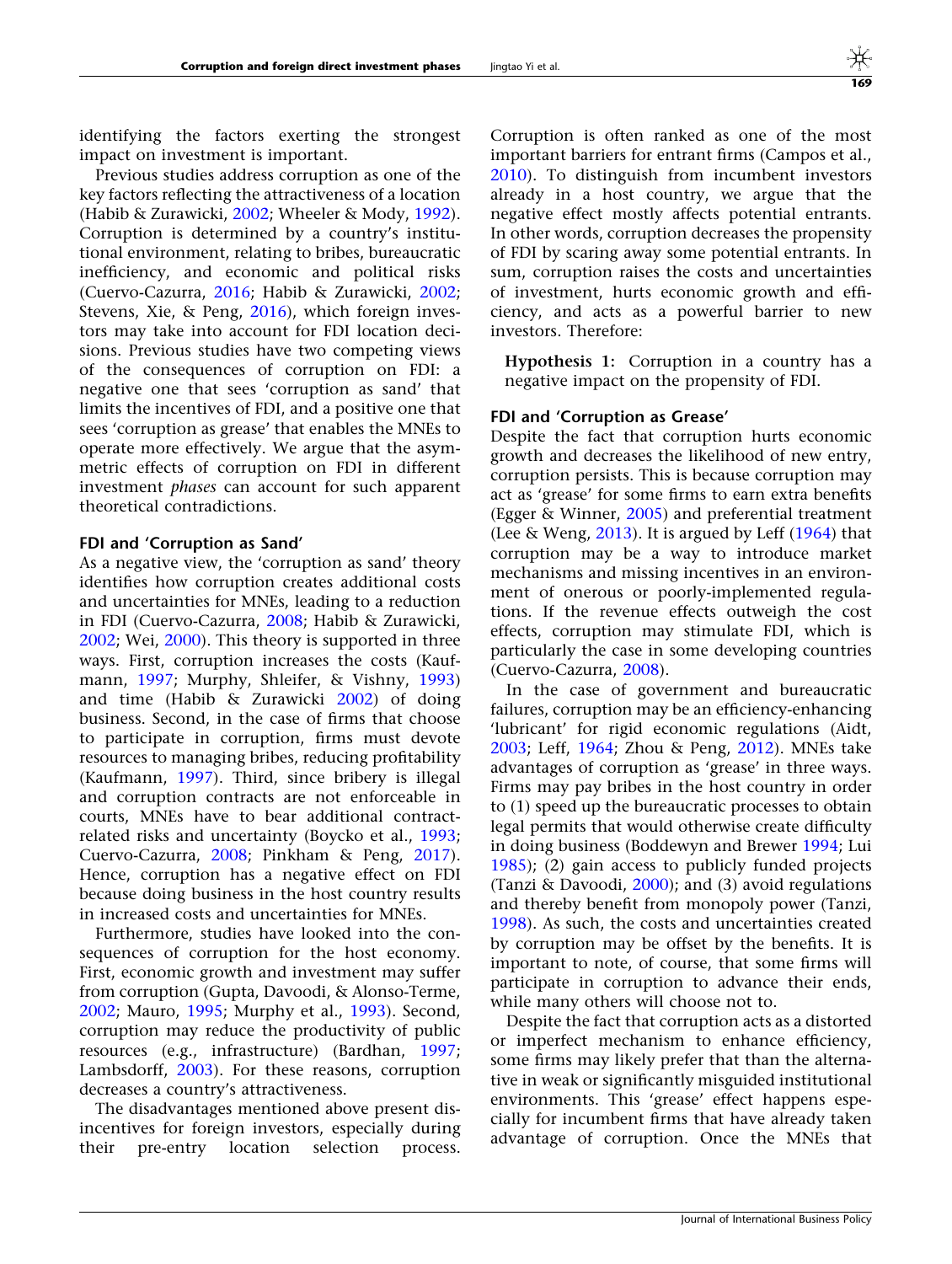identifying the factors exerting the strongest impact on investment is important.

Previous studies address corruption as one of the key factors reflecting the attractiveness of a location (Habib & Zurawicki, 2002; Wheeler & Mody, 1992). Corruption is determined by a country's institutional environment, relating to bribes, bureaucratic inefficiency, and economic and political risks (Cuervo-Cazurra, 2016; Habib & Zurawicki, 2002; Stevens, Xie, & Peng, 2016), which foreign investors may take into account for FDI location decisions. Previous studies have two competing views of the consequences of corruption on FDI: a negative one that sees 'corruption as sand' that limits the incentives of FDI, and a positive one that sees 'corruption as grease' that enables the MNEs to operate more effectively. We argue that the asymmetric effects of corruption on FDI in different investment *phases* can account for such apparent theoretical contradictions.

### FDI and 'Corruption as Sand'

As a negative view, the 'corruption as sand' theory identifies how corruption creates additional costs and uncertainties for MNEs, leading to a reduction in FDI (Cuervo-Cazurra, 2008; Habib & Zurawicki, 2002; Wei, 2000). This theory is supported in three ways. First, corruption increases the costs (Kaufmann, 1997; Murphy, Shleifer, & Vishny, 1993) and time (Habib & Zurawicki 2002) of doing business. Second, in the case of firms that choose to participate in corruption, firms must devote resources to managing bribes, reducing profitability (Kaufmann, 1997). Third, since bribery is illegal and corruption contracts are not enforceable in courts, MNEs have to bear additional contract-related risks and uncertainty (Boycko et al., 1993; Cuervo-Cazurra, 2008; Pinkham & Peng, 2017). Hence, corruption has a negative effect on FDI because doing business in the host country results in increased costs and uncertainties for MNEs.

Furthermore, studies have looked into the consequences of corruption for the host economy. First, economic growth and investment may suffer from corruption (Gupta, Davoodi, & Alonso-Terme, 2002; Mauro, 1995; Murphy et al., 1993). Second, corruption may reduce the productivity of public resources (e.g., infrastructure) (Bardhan, 1997; Lambsdorff, 2003). For these reasons, corruption decreases a country's attractiveness.

The disadvantages mentioned above present disincentives for foreign investors, especially during their pre-entry location selection process. Corruption is often ranked as one of the most important barriers for entrant firms (Campos et al., 2010). To distinguish from incumbent investors already in a host country, we argue that the negative effect mostly affects potential entrants. In other words, corruption decreases the propensity of FDI by scaring away some potential entrants. In sum, corruption raises the costs and uncertainties of investment, hurts economic growth and efficiency, and acts as a powerful barrier to new investors. Therefore:

> **Hypothesis 1:** Corruption in a country has a negative impact on the propensity of FDI.

### FDI and 'Corruption as Grease'

Despite the fact that corruption hurts economic growth and decreases the likelihood of new entry, corruption persists. This is because corruption may act as 'grease' for some firms to earn extra benefits (Egger & Winner, 2005) and preferential treatment (Lee & Weng, 2013). It is argued by Leff (1964) that corruption may be a way to introduce market mechanisms and missing incentives in an environment of onerous or poorly-implemented regulations. If the revenue effects outweigh the cost effects, corruption may stimulate FDI, which is particularly the case in some developing countries (Cuervo-Cazurra, 2008).

In the case of government and bureaucratic failures, corruption may be an efficiency-enhancing 'lubricant' for rigid economic regulations (Aidt, 2003; Leff, 1964; Zhou & Peng, 2012). MNEs take advantages of corruption as 'grease' in three ways. Firms may pay bribes in the host country in order to (1) speed up the bureaucratic processes to obtain legal permits that would otherwise create difficulty in doing business (Boddewyn and Brewer 1994; Lui 1985); (2) gain access to publicly funded projects (Tanzi & Davoodi, 2000); and (3) avoid regulations and thereby benefit from monopoly power (Tanzi, 1998). As such, the costs and uncertainties created by corruption may be offset by the benefits. It is important to note, of course, that some firms will participate in corruption to advance their ends, while many others will choose not to.

Despite the fact that corruption acts as a distorted or imperfect mechanism to enhance efficiency, some firms may likely prefer that than the alternative in weak or significantly misguided institutional environments. This 'grease' effect happens especially for incumbent firms that have already taken advantage of corruption. Once the MNEs that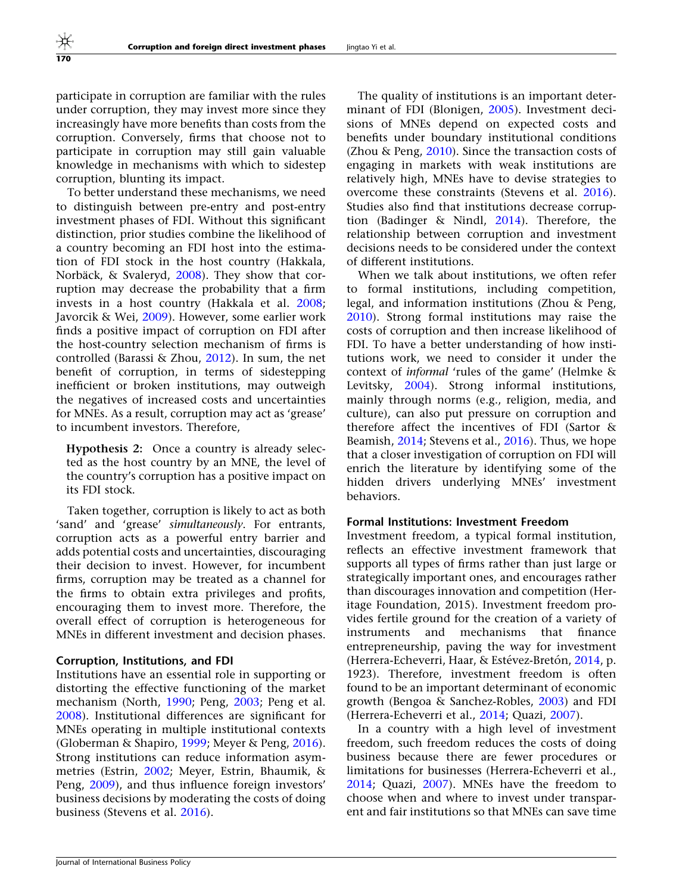participate in corruption are familiar with the rules under corruption, they may invest more since they increasingly have more benefits than costs from the corruption. Conversely, firms that choose not to participate in corruption may still gain valuable knowledge in mechanisms with which to sidestep corruption, blunting its impact.

To better understand these mechanisms, we need to distinguish between pre-entry and post-entry investment phases of FDI. Without this significant distinction, prior studies combine the likelihood of a country becoming an FDI host into the estimation of FDI stock in the host country (Hakkala, Norbäck, & Svaleryd, 2008). They show that corruption may decrease the probability that a firm invests in a host country (Hakkala et al. 2008; Javorcik & Wei, 2009). However, some earlier work finds a positive impact of corruption on FDI after the host-country selection mechanism of firms is controlled (Barassi & Zhou, 2012). In sum, the net benefit of corruption, in terms of sidestepping inefficient or broken institutions, may outweigh the negatives of increased costs and uncertainties for MNEs. As a result, corruption may act as 'grease' to incumbent investors. Therefore,

> **Hypothesis 2:** Once a country is already selected as the host country by an MNE, the level of the country's corruption has a positive impact on its FDI stock.

Taken together, corruption is likely to act as both 'sand' and 'grease' *simultaneously*. For entrants, corruption acts as a powerful entry barrier and adds potential costs and uncertainties, discouraging their decision to invest. However, for incumbent firms, corruption may be treated as a channel for the firms to obtain extra privileges and profits, encouraging them to invest more. Therefore, the overall effect of corruption is heterogeneous for MNEs in different investment and decision phases.

### Corruption, Institutions, and FDI

Institutions have an essential role in supporting or distorting the effective functioning of the market mechanism (North, 1990; Peng, 2003; Peng et al. 2008). Institutional differences are significant for MNEs operating in multiple institutional contexts (Globerman & Shapiro, 1999; Meyer & Peng, 2016). Strong institutions can reduce information asymmetries (Estrin, 2002; Meyer, Estrin, Bhaumik, & Peng, 2009), and thus influence foreign investors' business decisions by moderating the costs of doing business (Stevens et al. 2016).

The quality of institutions is an important determinant of FDI (Blonigen, 2005). Investment decisions of MNEs depend on expected costs and benefits under boundary institutional conditions (Zhou & Peng, 2010). Since the transaction costs of engaging in markets with weak institutions are relatively high, MNEs have to devise strategies to overcome these constraints (Stevens et al. 2016). Studies also find that institutions decrease corruption (Badinger & Nindl, 2014). Therefore, the relationship between corruption and investment decisions needs to be considered under the context of different institutions.

When we talk about institutions, we often refer to formal institutions, including competition, legal, and information institutions (Zhou & Peng, 2010). Strong formal institutions may raise the costs of corruption and then increase likelihood of FDI. To have a better understanding of how institutions work, we need to consider it under the context of *informal* 'rules of the game' (Helmke & Levitsky, 2004). Strong informal institutions, mainly through norms (e.g., religion, media, and culture), can also put pressure on corruption and therefore affect the incentives of FDI (Sartor & Beamish, 2014; Stevens et al., 2016). Thus, we hope that a closer investigation of corruption on FDI will enrich the literature by identifying some of the hidden drivers underlying MNEs' investment behaviors.

### Formal Institutions: Investment Freedom

Investment freedom, a typical formal institution, reflects an effective investment framework that supports all types of firms rather than just large or strategically important ones, and encourages rather than discourages innovation and competition (Heritage Foundation, 2015). Investment freedom provides fertile ground for the creation of a variety of instruments and mechanisms that finance entrepreneurship, paving the way for investment (Herrera-Echeverri, Haar, & Estévez-Bretón, 2014, p. 1923). Therefore, investment freedom is often found to be an important determinant of economic growth (Bengoa & Sanchez-Robles, 2003) and FDI (Herrera-Echeverri et al., 2014; Quazi, 2007).

In a country with a high level of investment freedom, such freedom reduces the costs of doing business because there are fewer procedures or limitations for businesses (Herrera-Echeverri et al., 2014; Quazi, 2007). MNEs have the freedom to choose when and where to invest under transparent and fair institutions so that MNEs can save time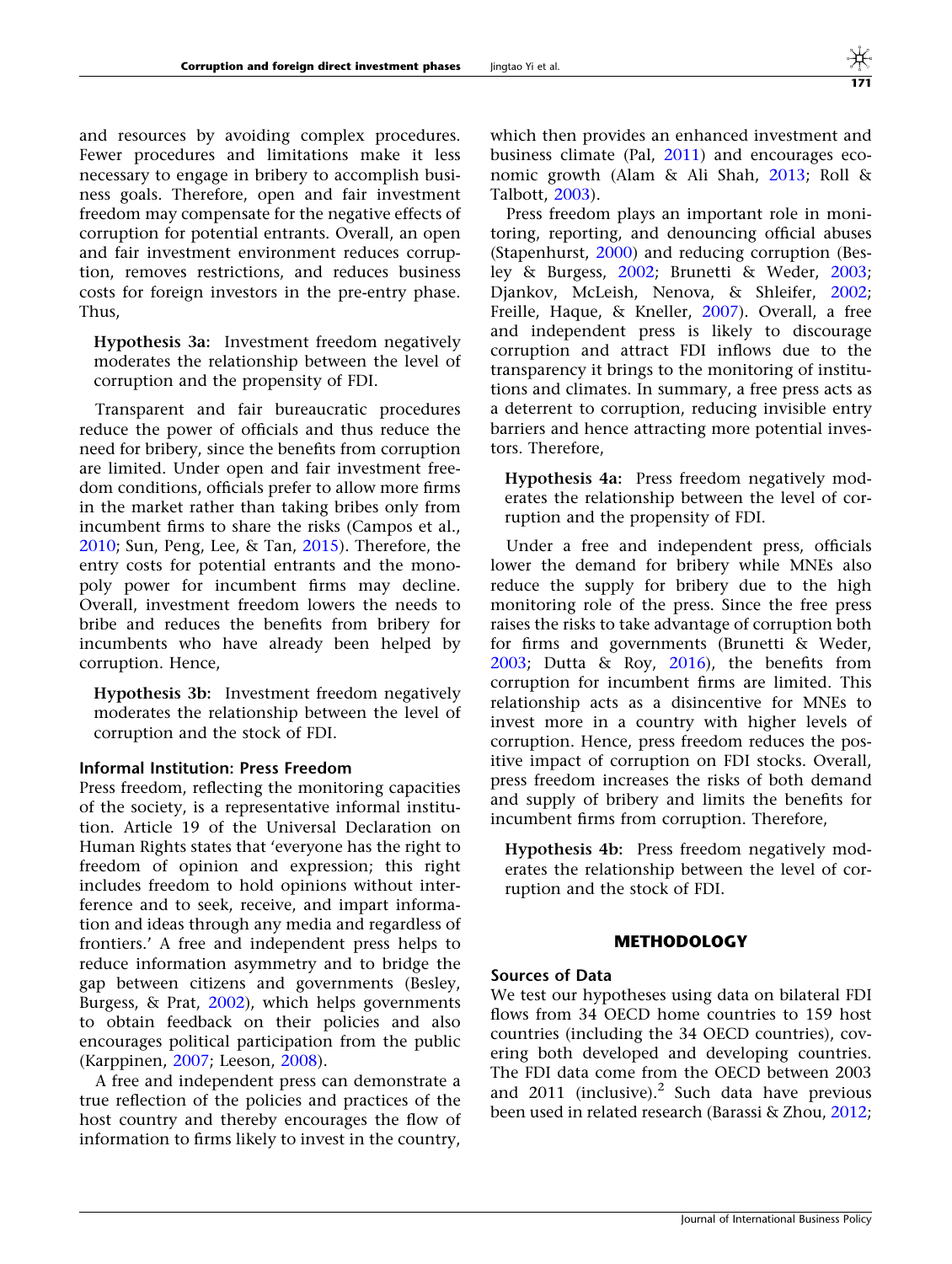and resources by avoiding complex procedures. Fewer procedures and limitations make it less necessary to engage in bribery to accomplish business goals. Therefore, open and fair investment freedom may compensate for the negative effects of corruption for potential entrants. Overall, an open and fair investment environment reduces corruption, removes restrictions, and reduces business costs for foreign investors in the pre-entry phase. Thus,

> **Hypothesis 3a:** Investment freedom negatively moderates the relationship between the level of corruption and the propensity of FDI.

Transparent and fair bureaucratic procedures reduce the power of officials and thus reduce the need for bribery, since the benefits from corruption are limited. Under open and fair investment freedom conditions, officials prefer to allow more firms in the market rather than taking bribes only from incumbent firms to share the risks (Campos et al., 2010; Sun, Peng, Lee, & Tan, 2015). Therefore, the entry costs for potential entrants and the monopoly power for incumbent firms may decline. Overall, investment freedom lowers the needs to bribe and reduces the benefits from bribery for incumbents who have already been helped by corruption. Hence,

> **Hypothesis 3b:** Investment freedom negatively moderates the relationship between the level of corruption and the stock of FDI.

### Informal Institution: Press Freedom

Press freedom, reflecting the monitoring capacities of the society, is a representative informal institution. Article 19 of the Universal Declaration on Human Rights states that 'everyone has the right to freedom of opinion and expression; this right includes freedom to hold opinions without interference and to seek, receive, and impart information and ideas through any media and regardless of frontiers.' A free and independent press helps to reduce information asymmetry and to bridge the gap between citizens and governments (Besley, Burgess, & Prat, 2002), which helps governments to obtain feedback on their policies and also encourages political participation from the public (Karppinen, 2007; Leeson, 2008).

A free and independent press can demonstrate a true reflection of the policies and practices of the host country and thereby encourages the flow of information to firms likely to invest in the country, which then provides an enhanced investment and business climate (Pal, 2011) and encourages economic growth (Alam & Ali Shah, 2013; Roll & Talbott, 2003).

Press freedom plays an important role in monitoring, reporting, and denouncing official abuses (Stapenhurst, 2000) and reducing corruption (Besley & Burgess, 2002; Brunetti & Weder, 2003; Djankov, McLeish, Nenova, & Shleifer, 2002; Freille, Haque, & Kneller, 2007). Overall, a free and independent press is likely to discourage corruption and attract FDI inflows due to the transparency it brings to the monitoring of institutions and climates. In summary, a free press acts as a deterrent to corruption, reducing invisible entry barriers and hence attracting more potential investors. Therefore,

> **Hypothesis 4a:** Press freedom negatively moderates the relationship between the level of corruption and the propensity of FDI.

Under a free and independent press, officials lower the demand for bribery while MNEs also reduce the supply for bribery due to the high monitoring role of the press. Since the free press raises the risks to take advantage of corruption both for firms and governments (Brunetti & Weder, 2003; Dutta & Roy, 2016), the benefits from corruption for incumbent firms are limited. This relationship acts as a disincentive for MNEs to invest more in a country with higher levels of corruption. Hence, press freedom reduces the positive impact of corruption on FDI stocks. Overall, press freedom increases the risks of both demand and supply of bribery and limits the benefits for incumbent firms from corruption. Therefore,

> **Hypothesis 4b:** Press freedom negatively moderates the relationship between the level of corruption and the stock of FDI.

## METHODOLOGY

### Sources of Data

We test our hypotheses using data on bilateral FDI flows from 34 OECD home countries to 159 host countries (including the 34 OECD countries), covering both developed and developing countries. The FDI data come from the OECD between 2003 and 2011 (inclusive).[2] Such data have previous been used in related research (Barassi & Zhou, 2012;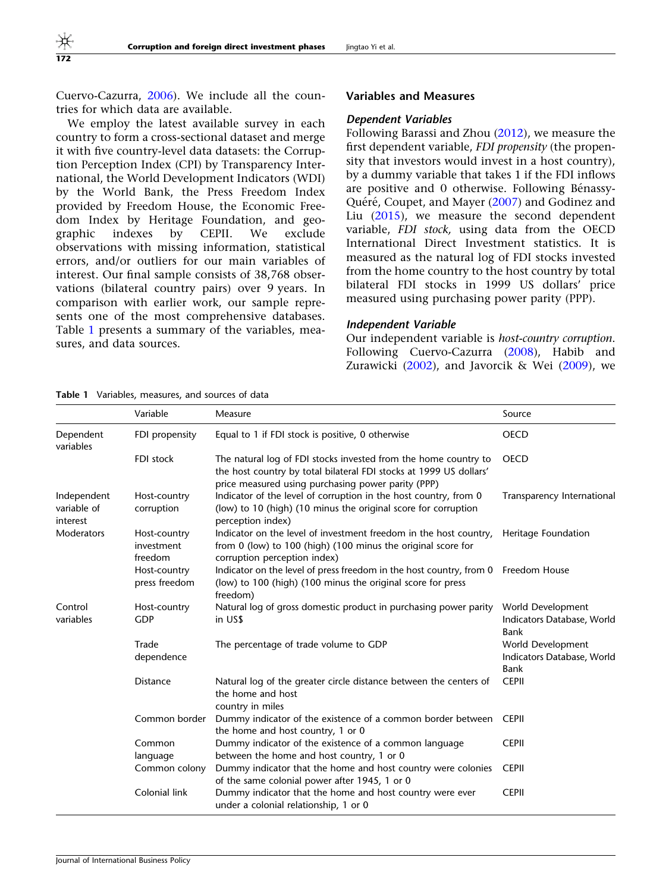Cuervo-Cazurra, 2006). We include all the countries for which data are available.

We employ the latest available survey in each country to form a cross-sectional dataset and merge it with five country-level data datasets: the Corruption Perception Index (CPI) by Transparency International, the World Development Indicators (WDI) by the World Bank, the Press Freedom Index provided by Freedom House, the Economic Freedom Index by Heritage Foundation, and geographic indexes by CEPII. We exclude observations with missing information, statistical errors, and/or outliers for our main variables of interest. Our final sample consists of 38,768 observations (bilateral country pairs) over 9 years. In comparison with earlier work, our sample represents one of the most comprehensive databases. Table 1 presents a summary of the variables, measures, and data sources.

## Variables and Measures

### Dependent Variables

Following Barassi and Zhou (2012), we measure the first dependent variable, *FDI propensity* (the propensity that investors would invest in a host country), by a dummy variable that takes 1 if the FDI inflows are positive and 0 otherwise. Following Bénassy-Quéré, Coupet, and Mayer (2007) and Godinez and Liu (2015), we measure the second dependent variable, *FDI stock,* using data from the OECD International Direct Investment statistics. It is measured as the natural log of FDI stocks invested from the home country to the host country by total bilateral FDI stocks in 1999 US dollars' price measured using purchasing power parity (PPP).

### Independent Variable

Our independent variable is *host-country corruption*. Following Cuervo-Cazurra (2008), Habib and Zurawicki (2002), and Javorcik & Wei (2009), we

**Table 1** Variables, measures, and sources of data

| | Variable | Measure | Source |
|---|---|---|---|
| Dependent variables | FDI propensity | Equal to 1 if FDI stock is positive, 0 otherwise | OECD |
| | FDI stock | The natural log of FDI stocks invested from the home country to the host country by total bilateral FDI stocks at 1999 US dollars' price measured using purchasing power parity (PPP) | OECD |
| Independent variable of interest | Host-country corruption | Indicator of the level of corruption in the host country, from 0 (low) to 10 (high) (10 minus the original score for corruption perception index) | Transparency International |
| Moderators | Host-country investment freedom | Indicator on the level of investment freedom in the host country, from 0 (low) to 100 (high) (100 minus the original score for corruption perception index) | Heritage Foundation |
| | Host-country press freedom | Indicator on the level of press freedom in the host country, from 0 (low) to 100 (high) (100 minus the original score for press freedom) | Freedom House |
| Control variables | Host-country GDP | Natural log of gross domestic product in purchasing power parity in US$ | World Development Indicators Database, World Bank |
| | Trade dependence | The percentage of trade volume to GDP | World Development Indicators Database, World Bank |
| | Distance | Natural log of the greater circle distance between the centers of the home and host country in miles | CEPII |
| | Common border | Dummy indicator of the existence of a common border between the home and host country, 1 or 0 | CEPII |
| | Common language | Dummy indicator of the existence of a common language between the home and host country, 1 or 0 | CEPII |
| | Common colony | Dummy indicator that the home and host country were colonies of the same colonial power after 1945, 1 or 0 | CEPII |
| | Colonial link | Dummy indicator that the home and host country were ever under a colonial relationship, 1 or 0 | CEPII |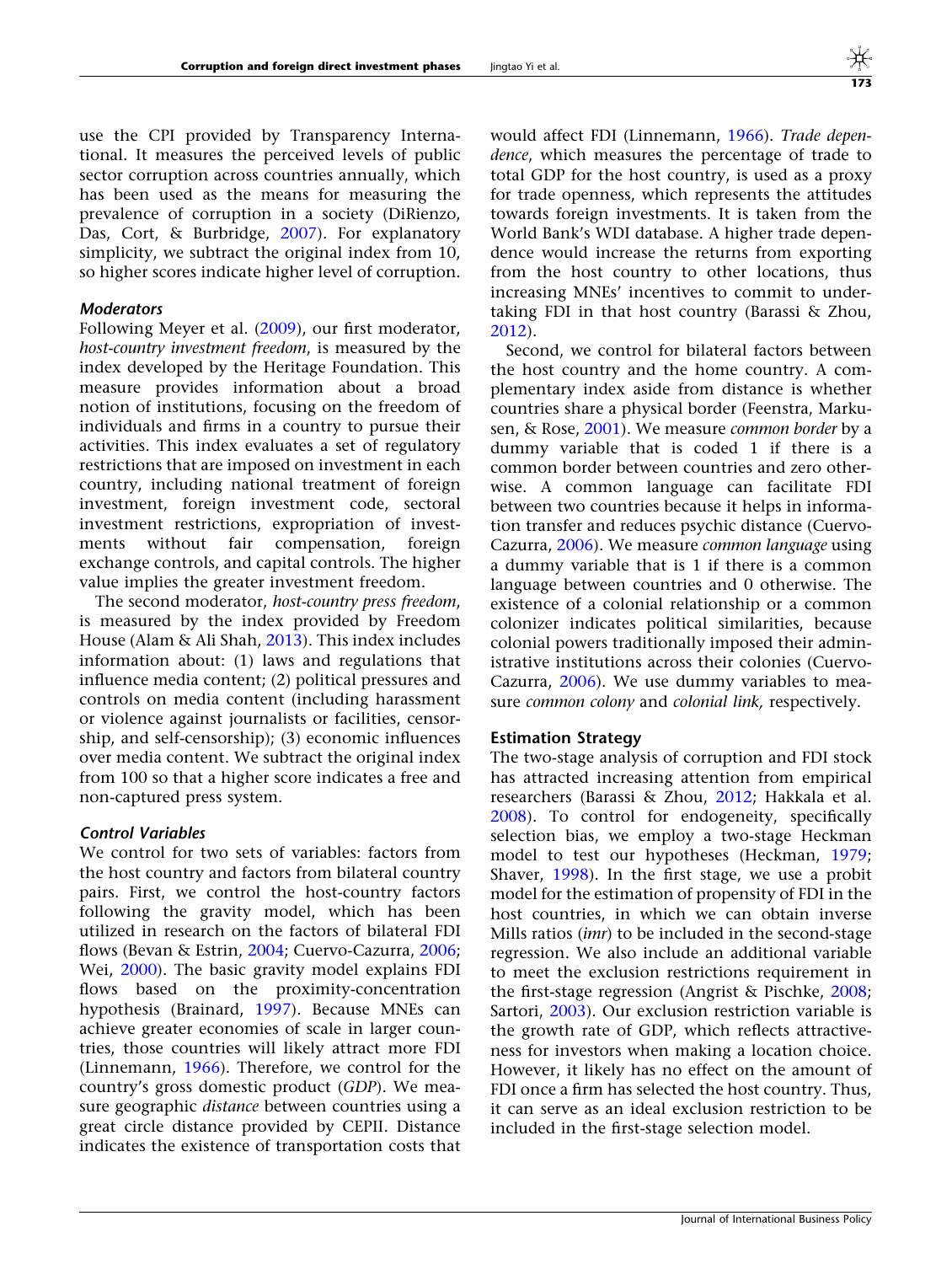use the CPI provided by Transparency International. It measures the perceived levels of public sector corruption across countries annually, which has been used as the means for measuring the prevalence of corruption in a society (DiRienzo, Das, Cort, & Burbridge, 2007). For explanatory simplicity, we subtract the original index from 10, so higher scores indicate higher level of corruption.

### *Moderators*

Following Meyer et al. (2009), our first moderator, *host-country investment freedom*, is measured by the index developed by the Heritage Foundation. This measure provides information about a broad notion of institutions, focusing on the freedom of individuals and firms in a country to pursue their activities. This index evaluates a set of regulatory restrictions that are imposed on investment in each country, including national treatment of foreign investment, foreign investment code, sectoral investment restrictions, expropriation of investments without fair compensation, foreign exchange controls, and capital controls. The higher value implies the greater investment freedom.

The second moderator, *host-country press freedom*, is measured by the index provided by Freedom House (Alam & Ali Shah, 2013). This index includes information about: (1) laws and regulations that influence media content; (2) political pressures and controls on media content (including harassment or violence against journalists or facilities, censorship, and self-censorship); (3) economic influences over media content. We subtract the original index from 100 so that a higher score indicates a free and non-captured press system.

### *Control Variables*

We control for two sets of variables: factors from the host country and factors from bilateral country pairs. First, we control the host-country factors following the gravity model, which has been utilized in research on the factors of bilateral FDI flows (Bevan & Estrin, 2004; Cuervo-Cazurra, 2006; Wei, 2000). The basic gravity model explains FDI flows based on the proximity-concentration hypothesis (Brainard, 1997). Because MNEs can achieve greater economies of scale in larger countries, those countries will likely attract more FDI (Linnemann, 1966). Therefore, we control for the country's gross domestic product (*GDP*). We measure geographic *distance* between countries using a great circle distance provided by CEPII. Distance indicates the existence of transportation costs that would affect FDI (Linnemann, 1966). *Trade dependence*, which measures the percentage of trade to total GDP for the host country, is used as a proxy for trade openness, which represents the attitudes towards foreign investments. It is taken from the World Bank's WDI database. A higher trade dependence would increase the returns from exporting from the host country to other locations, thus increasing MNEs' incentives to commit to undertaking FDI in that host country (Barassi & Zhou, 2012).

Second, we control for bilateral factors between the host country and the home country. A complementary index aside from distance is whether countries share a physical border (Feenstra, Markusen, & Rose, 2001). We measure *common border* by a dummy variable that is coded 1 if there is a common border between countries and zero otherwise. A common language can facilitate FDI between two countries because it helps in information transfer and reduces psychic distance (Cuervo-Cazurra, 2006). We measure *common language* using a dummy variable that is 1 if there is a common language between countries and 0 otherwise. The existence of a colonial relationship or a common colonizer indicates political similarities, because colonial powers traditionally imposed their administrative institutions across their colonies (Cuervo-Cazurra, 2006). We use dummy variables to measure *common colony* and *colonial link,* respectively.

## Estimation Strategy

The two-stage analysis of corruption and FDI stock has attracted increasing attention from empirical researchers (Barassi & Zhou, 2012; Hakkala et al. 2008). To control for endogeneity, specifically selection bias, we employ a two-stage Heckman model to test our hypotheses (Heckman, 1979; Shaver, 1998). In the first stage, we use a probit model for the estimation of propensity of FDI in the host countries, in which we can obtain inverse Mills ratios (*imr*) to be included in the second-stage regression. We also include an additional variable to meet the exclusion restrictions requirement in the first-stage regression (Angrist & Pischke, 2008; Sartori, 2003). Our exclusion restriction variable is the growth rate of GDP, which reflects attractiveness for investors when making a location choice. However, it likely has no effect on the amount of FDI once a firm has selected the host country. Thus, it can serve as an ideal exclusion restriction to be included in the first-stage selection model.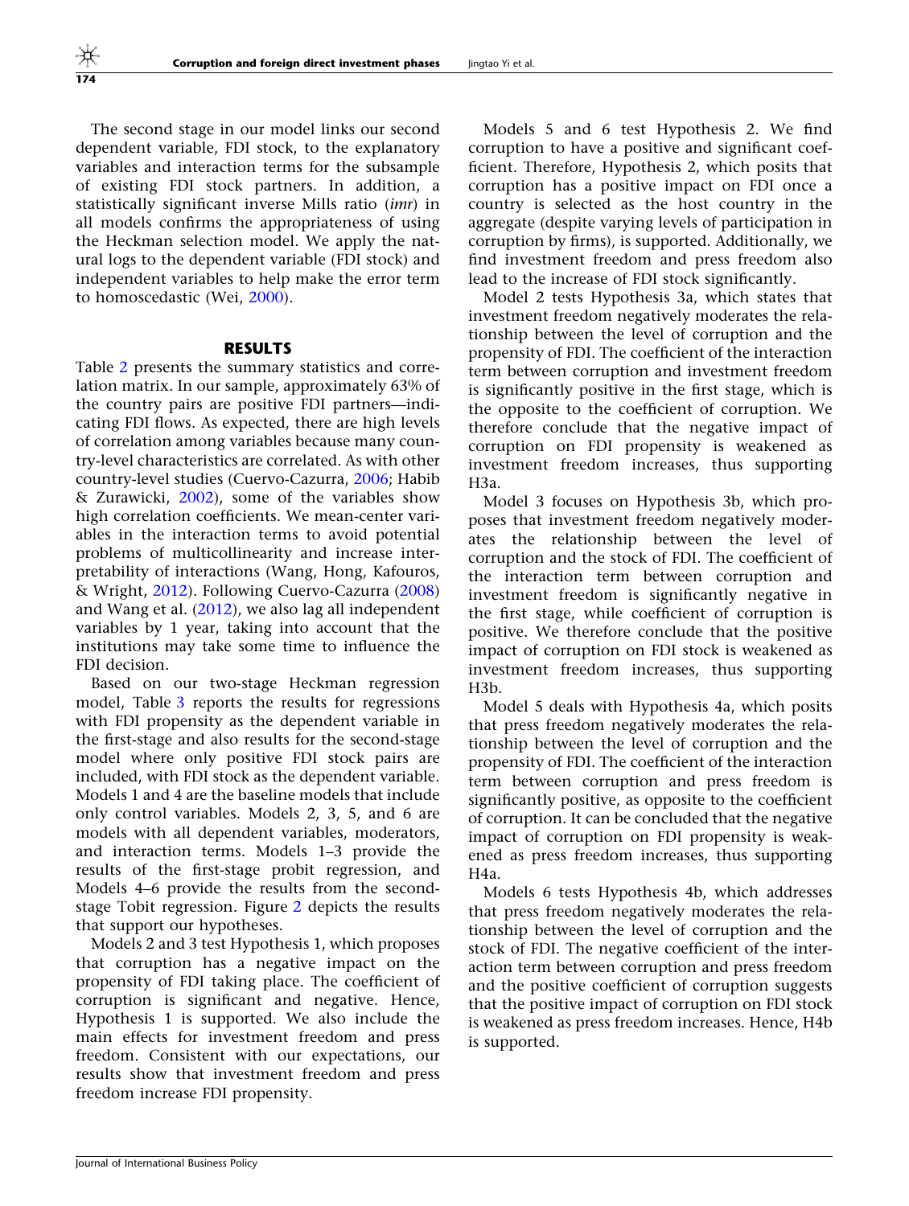The second stage in our model links our second dependent variable, FDI stock, to the explanatory variables and interaction terms for the subsample of existing FDI stock partners. In addition, a statistically significant inverse Mills ratio (*imr*) in all models confirms the appropriateness of using the Heckman selection model. We apply the natural logs to the dependent variable (FDI stock) and independent variables to help make the error term to homoscedastic (Wei, 2000).

## RESULTS

Table 2 presents the summary statistics and correlation matrix. In our sample, approximately 63% of the country pairs are positive FDI partners—indicating FDI flows. As expected, there are high levels of correlation among variables because many country-level characteristics are correlated. As with other country-level studies (Cuervo-Cazurra, 2006; Habib & Zurawicki, 2002), some of the variables show high correlation coefficients. We mean-center variables in the interaction terms to avoid potential problems of multicollinearity and increase interpretability of interactions (Wang, Hong, Kafouros, & Wright, 2012). Following Cuervo-Cazurra (2008) and Wang et al. (2012), we also lag all independent variables by 1 year, taking into account that the institutions may take some time to influence the FDI decision.

Based on our two-stage Heckman regression model, Table 3 reports the results for regressions with FDI propensity as the dependent variable in the first-stage and also results for the second-stage model where only positive FDI stock pairs are included, with FDI stock as the dependent variable. Models 1 and 4 are the baseline models that include only control variables. Models 2, 3, 5, and 6 are models with all dependent variables, moderators, and interaction terms. Models 1–3 provide the results of the first-stage probit regression, and Models 4–6 provide the results from the second-stage Tobit regression. Figure 2 depicts the results that support our hypotheses.

Models 2 and 3 test Hypothesis 1, which proposes that corruption has a negative impact on the propensity of FDI taking place. The coefficient of corruption is significant and negative. Hence, Hypothesis 1 is supported. We also include the main effects for investment freedom and press freedom. Consistent with our expectations, our results show that investment freedom and press freedom increase FDI propensity.

Models 5 and 6 test Hypothesis 2. We find corruption to have a positive and significant coefficient. Therefore, Hypothesis 2, which posits that corruption has a positive impact on FDI once a country is selected as the host country in the aggregate (despite varying levels of participation in corruption by firms), is supported. Additionally, we find investment freedom and press freedom also lead to the increase of FDI stock significantly.

Model 2 tests Hypothesis 3a, which states that investment freedom negatively moderates the relationship between the level of corruption and the propensity of FDI. The coefficient of the interaction term between corruption and investment freedom is significantly positive in the first stage, which is the opposite to the coefficient of corruption. We therefore conclude that the negative impact of corruption on FDI propensity is weakened as investment freedom increases, thus supporting H3a.

Model 3 focuses on Hypothesis 3b, which proposes that investment freedom negatively moderates the relationship between the level of corruption and the stock of FDI. The coefficient of the interaction term between corruption and investment freedom is significantly negative in the first stage, while coefficient of corruption is positive. We therefore conclude that the positive impact of corruption on FDI stock is weakened as investment freedom increases, thus supporting H3b.

Model 5 deals with Hypothesis 4a, which posits that press freedom negatively moderates the relationship between the level of corruption and the propensity of FDI. The coefficient of the interaction term between corruption and press freedom is significantly positive, as opposite to the coefficient of corruption. It can be concluded that the negative impact of corruption on FDI propensity is weakened as press freedom increases, thus supporting H4a.

Models 6 tests Hypothesis 4b, which addresses that press freedom negatively moderates the relationship between the level of corruption and the stock of FDI. The negative coefficient of the interaction term between corruption and press freedom and the positive coefficient of corruption suggests that the positive impact of corruption on FDI stock is weakened as press freedom increases. Hence, H4b is supported.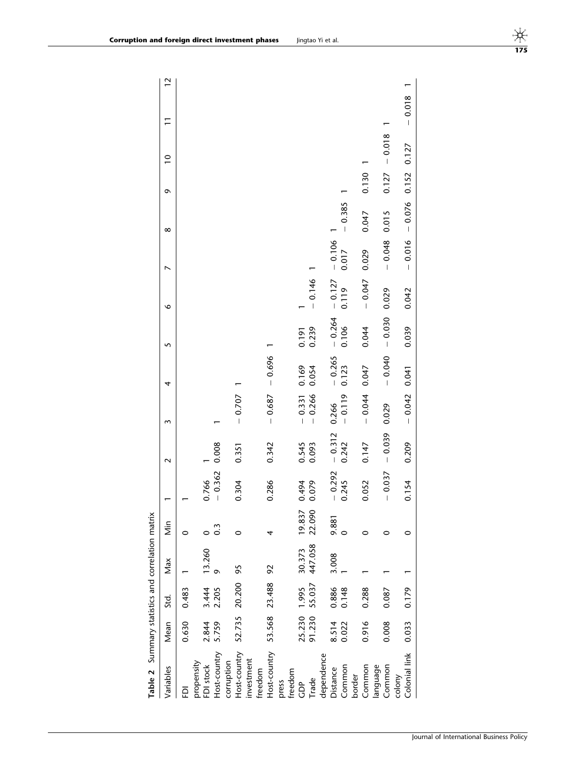**Table 2** Summary statistics and correlation matrix

| Variables | Mean | Std. | Max | Min | 1 | 2 | 3 | 4 | 5 | 6 | 7 | 8 | 9 | 10 | 11 | 12 |
|---|---|---|---|---|---|---|---|---|---|---|---|---|---|---|---|---|
| FDI propensity | 0.630 | 0.483 | 1 | 0 | 1 | | | | | | | | | | | |
| FDI stock | 2.844 | 3.444 | 13.260 | 0 | 0.766 | 1 | | | | | | | | | | |
| Host-country corruption | 5.759 | 2.205 | 9 | 0.3 | − 0.362 | 0.008 | 1 | | | | | | | | | |
| Host-country investment freedom | 52.735 | 20.200 | 95 | 0 | 0.304 | 0.351 | − 0.707 | 1 | | | | | | | | |
| Host-country press freedom | 53.568 | 23.488 | 92 | 4 | 0.286 | 0.342 | − 0.687 | − 0.696 | 1 | | | | | | | |
| GDP | 25.230 | 1.995 | 30.373 | 19.837 | 0.494 | 0.545 | − 0.331 | 0.169 | 0.191 | 1 | | | | | | |
| Trade dependence | 91.230 | 55.037 | 447.058 | 22.090 | 0.079 | 0.093 | − 0.266 | 0.054 | 0.239 | − 0.146 | 1 | | | | | |
| Distance | 8.514 | 0.886 | 3.008 | 9.881 | − 0.292 | − 0.312 | 0.266 | − 0.265 | − 0.264 | − 0.127 | − 0.106 | 1 | | | | |
| Common border | 0.022 | 0.148 | 1 | 0 | 0.245 | 0.242 | − 0.119 | 0.123 | 0.106 | 0.119 | 0.017 | − 0.385 | 1 | | | |
| Common language | 0.916 | 0.288 | 1 | 0 | 0.052 | 0.147 | − 0.044 | 0.047 | 0.044 | − 0.047 | 0.029 | 0.047 | 0.130 | 1 | | |
| Common colony | 0.008 | 0.087 | 1 | 0 | − 0.037 | − 0.039 | 0.029 | − 0.040 | − 0.030 | 0.029 | − 0.048 | 0.015 | 0.127 | − 0.018 | 1 | |
| Colonial link | 0.033 | 0.179 | 1 | 0 | 0.154 | 0.209 | − 0.042 | 0.041 | 0.039 | 0.042 | − 0.016 | − 0.076 | 0.152 | 0.127 | − 0.018 | 1 |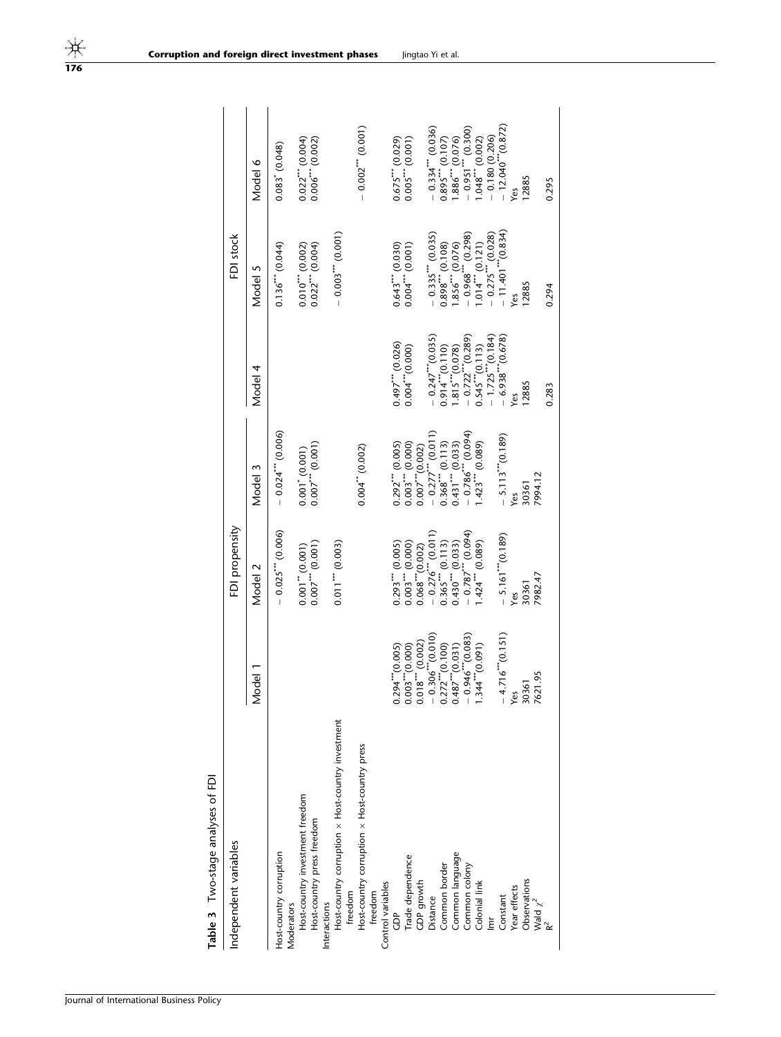**Table 3** Two-stage analyses of FDI

| Independent variables | FDI propensity | | | FDI stock | | |
|---|---|---|---|---|---|---|
| | Model 1 | Model 2 | Model 3 | Model 4 | Model 5 | Model 6 |
| Host-country corruption | | $-0.025^{***}$ (0.006) | $-0.024^{***}$ (0.006) | | $0.136^{***}$ (0.044) | $0.083^{*}$ (0.048) |
| Moderators | | | | | | |
| Host-country investment freedom | | $0.001^{**}$ (0.001) | $0.001^{*}$ (0.001) | | $0.010^{***}$ (0.002) | $0.022^{***}$ (0.004) |
| Host-country press freedom | | $0.007^{***}$ (0.001) | $0.007^{***}$ (0.001) | | $0.022^{***}$ (0.004) | $0.006^{***}$ (0.002) |
| Interactions | | | | | | |
| Host-country corruption × Host-country investment freedom | | $0.011^{***}$ (0.003) | | | $-0.003^{***}$ (0.001) | |
| Host-country corruption × Host-country press freedom | | | $0.004^{**}$ (0.002) | | | $-0.002^{***}$ (0.001) |
| Control variables | | | | | | |
| GDP | $0.294^{***}$ (0.005) | $0.293^{***}$ (0.005) | $0.292^{***}$ (0.005) | $0.497^{***}$ (0.026) | $0.643^{***}$ (0.030) | $0.675^{***}$ (0.029) |
| Trade dependence | $0.003^{***}$ (0.000) | $0.003^{***}$ (0.000) | $0.003^{***}$ (0.000) | $0.004^{***}$ (0.000) | $0.004^{***}$ (0.001) | $0.005^{***}$ (0.001) |
| GDP growth | $0.018^{***}$ (0.002) | $0.068^{***}$ (0.002) | $0.007^{***}$ (0.002) | | | |
| Distance | $-0.306^{***}$ (0.010) | $-0.276^{***}$ (0.011) | $-0.277^{***}$ (0.011) | $-0.247^{***}$ (0.035) | $-0.335^{***}$ (0.035) | $-0.334^{***}$ (0.036) |
| Common border | $0.272^{***}$ (0.100) | $0.365^{***}$ (0.113) | $0.368^{***}$ (0.113) | $0.914^{***}$ (0.110) | $0.898^{***}$ (0.108) | $0.895^{***}$ (0.107) |
| Common language | $0.487^{***}$ (0.031) | $0.430^{***}$ (0.033) | $0.431^{***}$ (0.033) | $1.815^{***}$ (0.078) | $1.856^{***}$ (0.076) | $1.886^{***}$ (0.076) |
| Common colony | $-0.946^{***}$ (0.083) | $-0.787^{***}$ (0.094) | $-0.786^{***}$ (0.094) | $-0.722^{***}$ (0.289) | $-0.968^{***}$ (0.298) | $-0.951^{***}$ (0.300) |
| Colonial link | $1.344^{***}$ (0.091) | $1.424^{***}$ (0.089) | $1.423^{***}$ (0.089) | $0.545^{***}$ (0.113) | $1.014^{***}$ (0.121) | $1.048^{***}$ (0.002) |
| lmr | | | | $-1.725^{***}$ (0.184) | $-0.275^{***}$ (0.028) | $-0.180$ (0.206) |
| Constant | $-4.716^{***}$ (0.151) | $-5.161^{***}$ (0.189) | $-5.113^{***}$ (0.189) | $-6.938^{***}$ (0.678) | $-11.401^{***}$ (0.834) | $-12.040^{***}$ (0.872) |
| Year effects | Yes | Yes | Yes | Yes | Yes | Yes |
| Observations | 30361 | 30361 | 30361 | 12885 | 12885 | 12885 |
| Wald $\chi^2$ | 7621.95 | 7982.47 | 7994.12 | | | |
| $R^2$ | | | | 0.283 | 0.294 | 0.295 |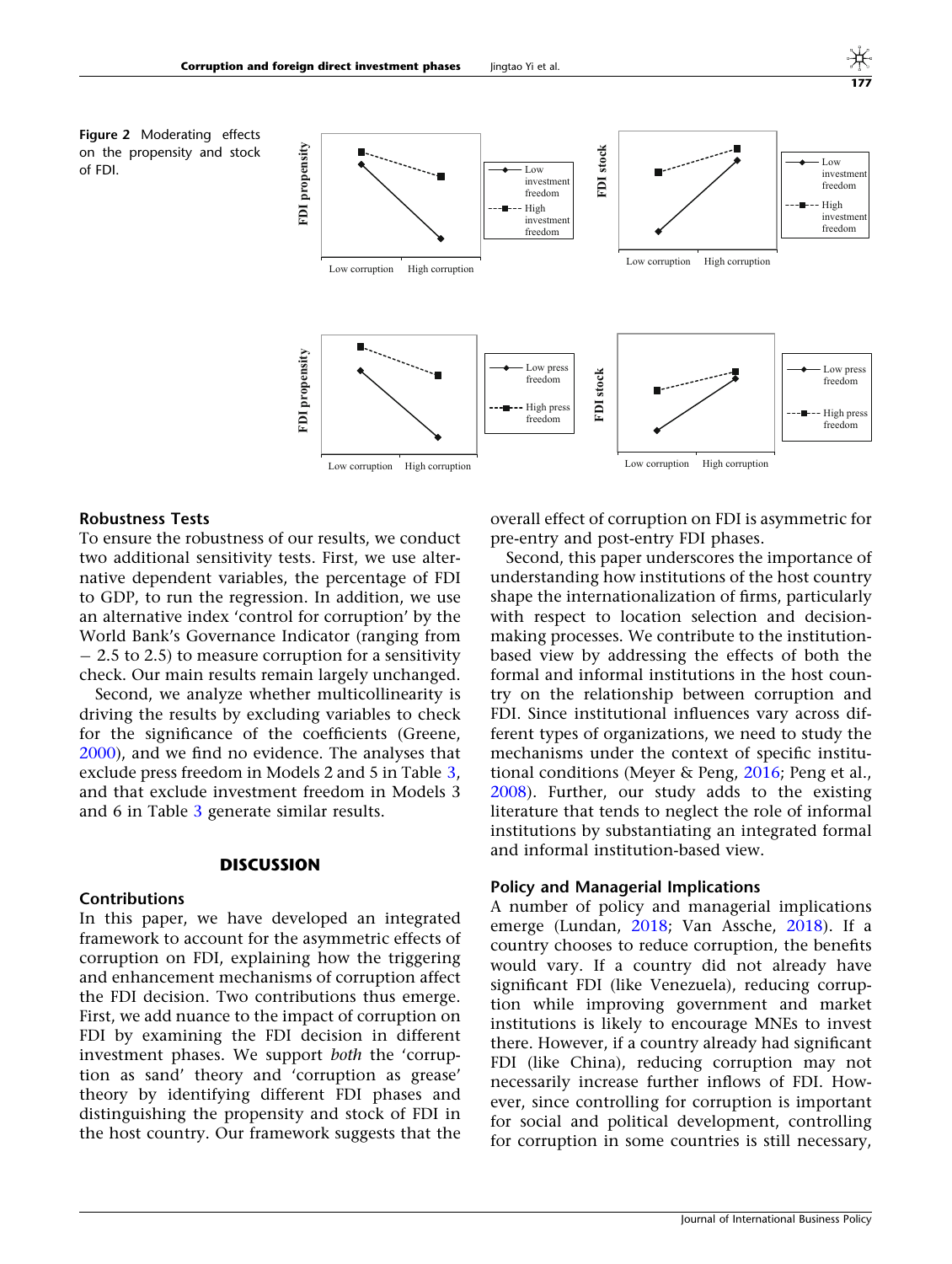Figure 2 Moderating effects on the propensity and stock of FDI.

### Robustness Tests

To ensure the robustness of our results, we conduct two additional sensitivity tests. First, we use alternative dependent variables, the percentage of FDI to GDP, to run the regression. In addition, we use an alternative index 'control for corruption' by the World Bank's Governance Indicator (ranging from − 2.5 to 2.5) to measure corruption for a sensitivity check. Our main results remain largely unchanged.

Second, we analyze whether multicollinearity is driving the results by excluding variables to check for the significance of the coefficients (Greene, 2000), and we find no evidence. The analyses that exclude press freedom in Models 2 and 5 in Table 3, and that exclude investment freedom in Models 3 and 6 in Table 3 generate similar results.

## DISCUSSION

### Contributions

In this paper, we have developed an integrated framework to account for the asymmetric effects of corruption on FDI, explaining how the triggering and enhancement mechanisms of corruption affect the FDI decision. Two contributions thus emerge. First, we add nuance to the impact of corruption on FDI by examining the FDI decision in different investment phases. We support *both* the 'corruption as sand' theory and 'corruption as grease' theory by identifying different FDI phases and distinguishing the propensity and stock of FDI in the host country. Our framework suggests that the overall effect of corruption on FDI is asymmetric for pre-entry and post-entry FDI phases.

Second, this paper underscores the importance of understanding how institutions of the host country shape the internationalization of firms, particularly with respect to location selection and decision-making processes. We contribute to the institution-based view by addressing the effects of both the formal and informal institutions in the host country on the relationship between corruption and FDI. Since institutional influences vary across different types of organizations, we need to study the mechanisms under the context of specific institutional conditions (Meyer & Peng, 2016; Peng et al., 2008). Further, our study adds to the existing literature that tends to neglect the role of informal institutions by substantiating an integrated formal and informal institution-based view.

### Policy and Managerial Implications

A number of policy and managerial implications emerge (Lundan, 2018; Van Assche, 2018). If a country chooses to reduce corruption, the benefits would vary. If a country did not already have significant FDI (like Venezuela), reducing corruption while improving government and market institutions is likely to encourage MNEs to invest there. However, if a country already had significant FDI (like China), reducing corruption may not necessarily increase further inflows of FDI. However, since controlling for corruption is important for social and political development, controlling for corruption in some countries is still necessary,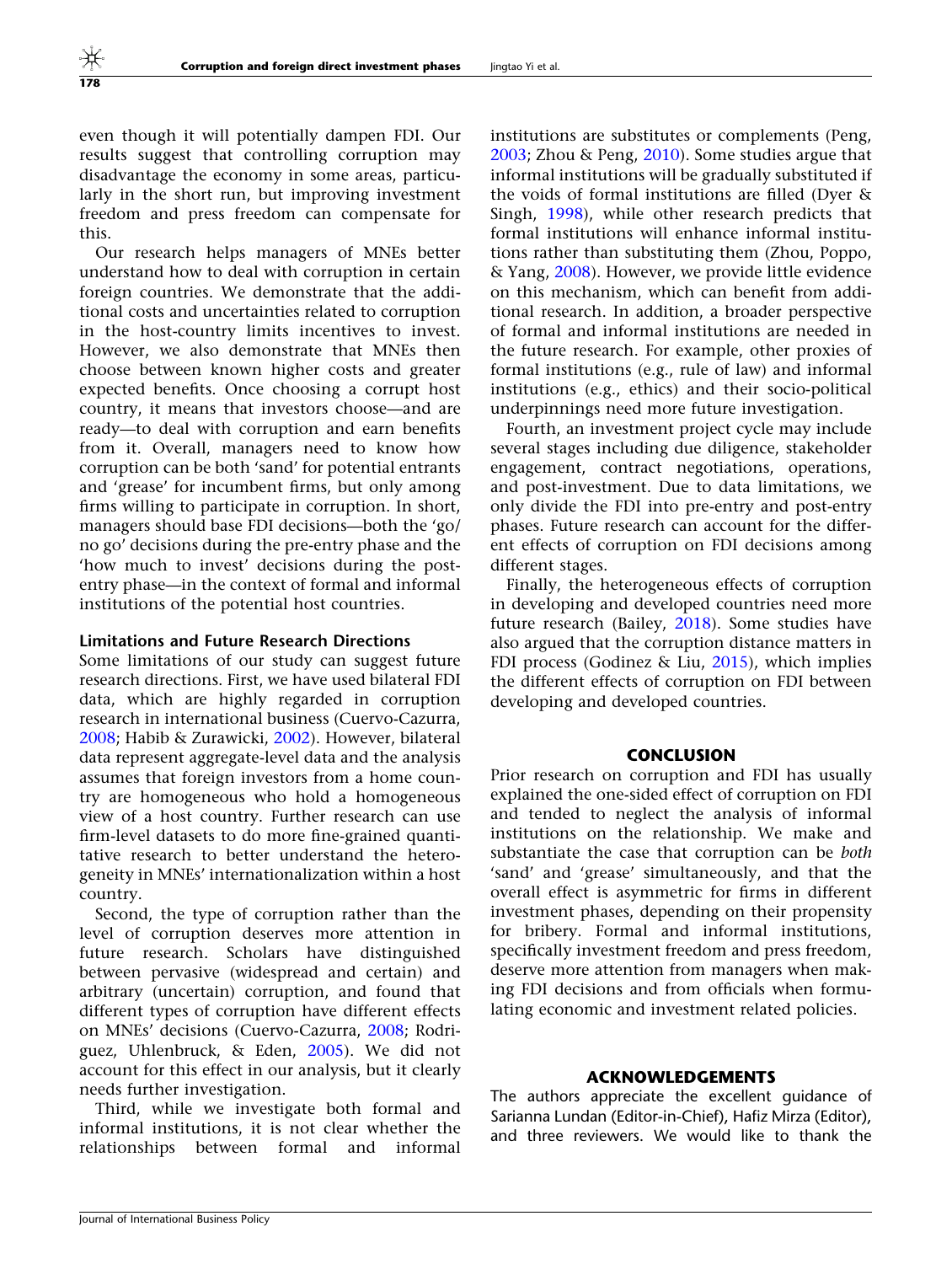even though it will potentially dampen FDI. Our results suggest that controlling corruption may disadvantage the economy in some areas, particularly in the short run, but improving investment freedom and press freedom can compensate for this.

Our research helps managers of MNEs better understand how to deal with corruption in certain foreign countries. We demonstrate that the additional costs and uncertainties related to corruption in the host-country limits incentives to invest. However, we also demonstrate that MNEs then choose between known higher costs and greater expected benefits. Once choosing a corrupt host country, it means that investors choose—and are ready—to deal with corruption and earn benefits from it. Overall, managers need to know how corruption can be both 'sand' for potential entrants and 'grease' for incumbent firms, but only among firms willing to participate in corruption. In short, managers should base FDI decisions—both the 'go/no go' decisions during the pre-entry phase and the 'how much to invest' decisions during the post-entry phase—in the context of formal and informal institutions of the potential host countries.

### Limitations and Future Research Directions

Some limitations of our study can suggest future research directions. First, we have used bilateral FDI data, which are highly regarded in corruption research in international business (Cuervo-Cazurra, 2008; Habib & Zurawicki, 2002). However, bilateral data represent aggregate-level data and the analysis assumes that foreign investors from a home country are homogeneous who hold a homogeneous view of a host country. Further research can use firm-level datasets to do more fine-grained quantitative research to better understand the heterogeneity in MNEs' internationalization within a host country.

Second, the type of corruption rather than the level of corruption deserves more attention in future research. Scholars have distinguished between pervasive (widespread and certain) and arbitrary (uncertain) corruption, and found that different types of corruption have different effects on MNEs' decisions (Cuervo-Cazurra, 2008; Rodriguez, Uhlenbruck, & Eden, 2005). We did not account for this effect in our analysis, but it clearly needs further investigation.

Third, while we investigate both formal and informal institutions, it is not clear whether the relationships between formal and informal institutions are substitutes or complements (Peng, 2003; Zhou & Peng, 2010). Some studies argue that informal institutions will be gradually substituted if the voids of formal institutions are filled (Dyer & Singh, 1998), while other research predicts that formal institutions will enhance informal institutions rather than substituting them (Zhou, Poppo, & Yang, 2008). However, we provide little evidence on this mechanism, which can benefit from additional research. In addition, a broader perspective of formal and informal institutions are needed in the future research. For example, other proxies of formal institutions (e.g., rule of law) and informal institutions (e.g., ethics) and their socio-political underpinnings need more future investigation.

Fourth, an investment project cycle may include several stages including due diligence, stakeholder engagement, contract negotiations, operations, and post-investment. Due to data limitations, we only divide the FDI into pre-entry and post-entry phases. Future research can account for the different effects of corruption on FDI decisions among different stages.

Finally, the heterogeneous effects of corruption in developing and developed countries need more future research (Bailey, 2018). Some studies have also argued that the corruption distance matters in FDI process (Godinez & Liu, 2015), which implies the different effects of corruption on FDI between developing and developed countries.

## CONCLUSION

Prior research on corruption and FDI has usually explained the one-sided effect of corruption on FDI and tended to neglect the analysis of informal institutions on the relationship. We make and substantiate the case that corruption can be *both* 'sand' and 'grease' simultaneously, and that the overall effect is asymmetric for firms in different investment phases, depending on their propensity for bribery. Formal and informal institutions, specifically investment freedom and press freedom, deserve more attention from managers when making FDI decisions and from officials when formulating economic and investment related policies.

## ACKNOWLEDGEMENTS

The authors appreciate the excellent guidance of Sarianna Lundan (Editor-in-Chief), Hafiz Mirza (Editor), and three reviewers. We would like to thank the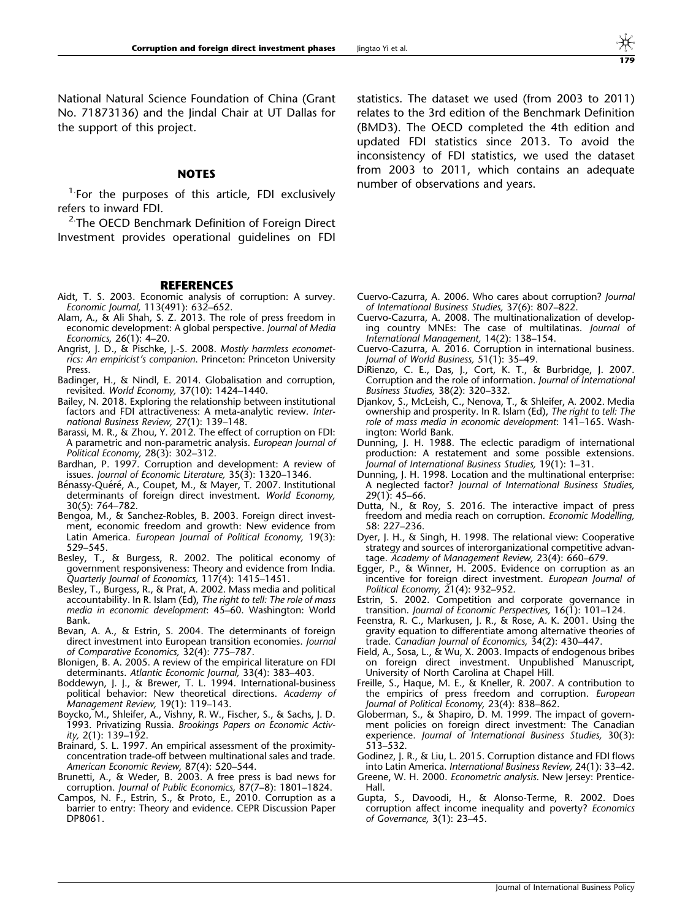National Natural Science Foundation of China (Grant No. 71873136) and the Jindal Chair at UT Dallas for the support of this project.

## NOTES

[1] For the purposes of this article, FDI exclusively refers to inward FDI.

[2] The OECD Benchmark Definition of Foreign Direct Investment provides operational guidelines on FDI statistics. The dataset we used (from 2003 to 2011) relates to the 3rd edition of the Benchmark Definition (BMD3). The OECD completed the 4th edition and updated FDI statistics since 2013. To avoid the inconsistency of FDI statistics, we used the dataset from 2003 to 2011, which contains an adequate number of observations and years.

## REFERENCES

Aidt, T. S. 2003. Economic analysis of corruption: A survey. *Economic Journal,* 113(491): 632–652.

Alam, A., & Ali Shah, S. Z. 2013. The role of press freedom in economic development: A global perspective. *Journal of Media Economics,* 26(1): 4–20.

Angrist, J. D., & Pischke, J.-S. 2008. *Mostly harmless econometrics: An empiricist's companion*. Princeton: Princeton University Press.

Badinger, H., & Nindl, E. 2014. Globalisation and corruption, revisited. *World Economy,* 37(10): 1424–1440.

Bailey, N. 2018. Exploring the relationship between institutional factors and FDI attractiveness: A meta-analytic review. *International Business Review,* 27(1): 139–148.

Barassi, M. R., & Zhou, Y. 2012. The effect of corruption on FDI: A parametric and non-parametric analysis. *European Journal of Political Economy,* 28(3): 302–312.

Bardhan, P. 1997. Corruption and development: A review of issues. *Journal of Economic Literature,* 35(3): 1320–1346.

Bénassy-Quéré, A., Coupet, M., & Mayer, T. 2007. Institutional determinants of foreign direct investment. *World Economy,* 30(5): 764–782.

Bengoa, M., & Sanchez-Robles, B. 2003. Foreign direct investment, economic freedom and growth: New evidence from Latin America. *European Journal of Political Economy,* 19(3): 529–545.

Besley, T., & Burgess, R. 2002. The political economy of government responsiveness: Theory and evidence from India. *Quarterly Journal of Economics,* 117(4): 1415–1451.

Besley, T., Burgess, R., & Prat, A. 2002. Mass media and political accountability. In R. Islam (Ed), *The right to tell: The role of mass media in economic development*: 45–60. Washington: World Bank.

Bevan, A. A., & Estrin, S. 2004. The determinants of foreign direct investment into European transition economies. *Journal of Comparative Economics,* 32(4): 775–787.

Blonigen, B. A. 2005. A review of the empirical literature on FDI determinants. *Atlantic Economic Journal,* 33(4): 383–403.

Boddewyn, J. J., & Brewer, T. L. 1994. International-business political behavior: New theoretical directions. *Academy of Management Review,* 19(1): 119–143.

Boycko, M., Shleifer, A., Vishny, R. W., Fischer, S., & Sachs, J. D. 1993. Privatizing Russia. *Brookings Papers on Economic Activity,* 2(1): 139–192.

Brainard, S. L. 1997. An empirical assessment of the proximity-concentration trade-off between multinational sales and trade. *American Economic Review,* 87(4): 520–544.

Brunetti, A., & Weder, B. 2003. A free press is bad news for corruption. *Journal of Public Economics,* 87(7–8): 1801–1824.

Campos, N. F., Estrin, S., & Proto, E., 2010. Corruption as a barrier to entry: Theory and evidence. CEPR Discussion Paper DP8061.

Cuervo-Cazurra, A. 2006. Who cares about corruption? *Journal of International Business Studies,* 37(6): 807–822.

Cuervo-Cazurra, A. 2008. The multinationalization of developing country MNEs: The case of multilatinas. *Journal of International Management,* 14(2): 138–154.

Cuervo-Cazurra, A. 2016. Corruption in international business. *Journal of World Business,* 51(1): 35–49.

DiRienzo, C. E., Das, J., Cort, K. T., & Burbridge, J. 2007. Corruption and the role of information. *Journal of International Business Studies,* 38(2): 320–332.

Djankov, S., McLeish, C., Nenova, T., & Shleifer, A. 2002. Media ownership and prosperity. In R. Islam (Ed), *The right to tell: The role of mass media in economic development*: 141–165. Washington: World Bank.

Dunning, J. H. 1988. The eclectic paradigm of international production: A restatement and some possible extensions. *Journal of International Business Studies,* 19(1): 1–31.

Dunning, J. H. 1998. Location and the multinational enterprise: A neglected factor? *Journal of International Business Studies,* 29(1): 45–66.

Dutta, N., & Roy, S. 2016. The interactive impact of press freedom and media reach on corruption. *Economic Modelling,* 58: 227–236.

Dyer, J. H., & Singh, H. 1998. The relational view: Cooperative strategy and sources of interorganizational competitive advantage. *Academy of Management Review,* 23(4): 660–679.

Egger, P., & Winner, H. 2005. Evidence on corruption as an incentive for foreign direct investment. *European Journal of Political Economy,* 21(4): 932–952.

Estrin, S. 2002. Competition and corporate governance in transition. *Journal of Economic Perspectives,* 16(1): 101–124.

Feenstra, R. C., Markusen, J. R., & Rose, A. K. 2001. Using the gravity equation to differentiate among alternative theories of trade. *Canadian Journal of Economics,* 34(2): 430–447.

Field, A., Sosa, L., & Wu, X. 2003. Impacts of endogenous bribes on foreign direct investment. Unpublished Manuscript, University of North Carolina at Chapel Hill.

Freille, S., Haque, M. E., & Kneller, R. 2007. A contribution to the empirics of press freedom and corruption. *European Journal of Political Economy,* 23(4): 838–862.

Globerman, S., & Shapiro, D. M. 1999. The impact of government policies on foreign direct investment: The Canadian experience. *Journal of International Business Studies,* 30(3): 513–532.

Godinez, J. R., & Liu, L. 2015. Corruption distance and FDI flows into Latin America. *International Business Review,* 24(1): 33–42.

Greene, W. H. 2000. *Econometric analysis*. New Jersey: Prentice-Hall.

Gupta, S., Davoodi, H., & Alonso-Terme, R. 2002. Does corruption affect income inequality and poverty? *Economics of Governance,* 3(1): 23–45.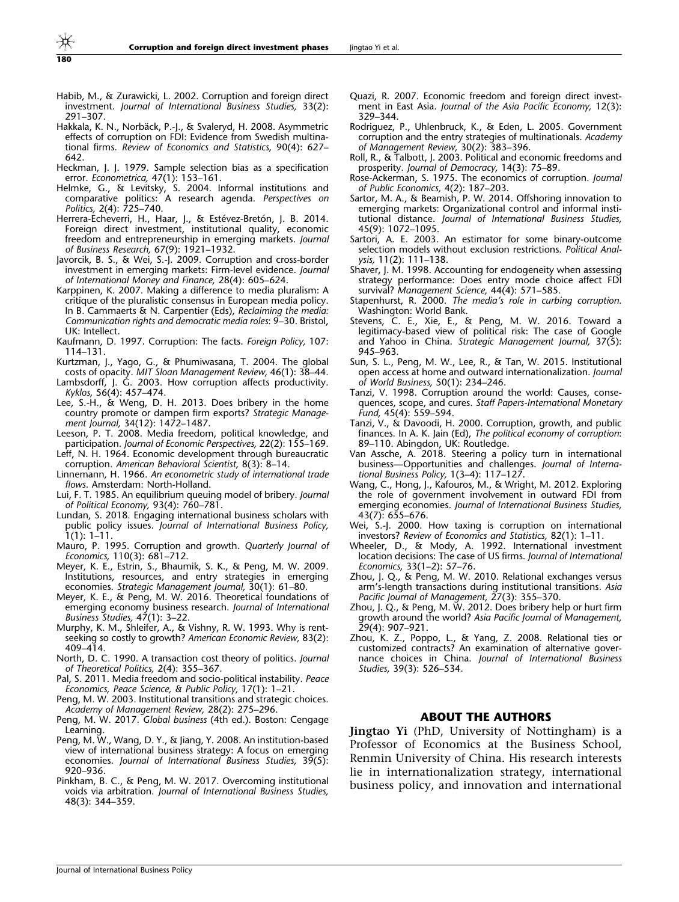Habib, M., & Zurawicki, L. 2002. Corruption and foreign direct investment. *Journal of International Business Studies,* 33(2): 291–307.

Hakkala, K. N., Norbäck, P.-J., & Svaleryd, H. 2008. Asymmetric effects of corruption on FDI: Evidence from Swedish multinational firms. *Review of Economics and Statistics,* 90(4): 627–642.

Heckman, J. J. 1979. Sample selection bias as a specification error. *Econometrica,* 47(1): 153–161.

Helmke, G., & Levitsky, S. 2004. Informal institutions and comparative politics: A research agenda. *Perspectives on Politics,* 2(4): 725–740.

Herrera-Echeverri, H., Haar, J., & Estévez-Bretón, J. B. 2014. Foreign direct investment, institutional quality, economic freedom and entrepreneurship in emerging markets. *Journal of Business Research,* 67(9): 1921–1932.

Javorcik, B. S., & Wei, S.-J. 2009. Corruption and cross-border investment in emerging markets: Firm-level evidence. *Journal of International Money and Finance,* 28(4): 605–624.

Karppinen, K. 2007. Making a difference to media pluralism: A critique of the pluralistic consensus in European media policy. In B. Cammaerts & N. Carpentier (Eds), *Reclaiming the media: Communication rights and democratic media roles*: 9–30. Bristol, UK: Intellect.

Kaufmann, D. 1997. Corruption: The facts. *Foreign Policy,* 107: 114–131.

Kurtzman, J., Yago, G., & Phumiwasana, T. 2004. The global costs of opacity. *MIT Sloan Management Review,* 46(1): 38–44.

Lambsdorff, J. G. 2003. How corruption affects productivity. *Kyklos,* 56(4): 457–474.

Lee, S.-H., & Weng, D. H. 2013. Does bribery in the home country promote or dampen firm exports? *Strategic Management Journal,* 34(12): 1472–1487.

Leeson, P. T. 2008. Media freedom, political knowledge, and participation. *Journal of Economic Perspectives,* 22(2): 155–169.

Leff, N. H. 1964. Economic development through bureaucratic corruption. *American Behavioral Scientist,* 8(3): 8–14.

Linnemann, H. 1966. *An econometric study of international trade flows.* Amsterdam: North-Holland.

Lui, F. T. 1985. An equilibrium queuing model of bribery. *Journal of Political Economy,* 93(4): 760–781.

Lundan, S. 2018. Engaging international business scholars with public policy issues. *Journal of International Business Policy,* 1(1): 1–11.

Mauro, P. 1995. Corruption and growth. *Quarterly Journal of Economics,* 110(3): 681–712.

Meyer, K. E., Estrin, S., Bhaumik, S. K., & Peng, M. W. 2009. Institutions, resources, and entry strategies in emerging economies. *Strategic Management Journal,* 30(1): 61–80.

Meyer, K. E., & Peng, M. W. 2016. Theoretical foundations of emerging economy business research. *Journal of International Business Studies,* 47(1): 3–22.

Murphy, K. M., Shleifer, A., & Vishny, R. W. 1993. Why is rent-seeking so costly to growth? *American Economic Review,* 83(2): 409–414.

North, D. C. 1990. A transaction cost theory of politics. *Journal of Theoretical Politics,* 2(4): 355–367.

Pal, S. 2011. Media freedom and socio-political instability. *Peace Economics, Peace Science, & Public Policy,* 17(1): 1–21.

Peng, M. W. 2003. Institutional transitions and strategic choices. *Academy of Management Review,* 28(2): 275–296.

Peng, M. W. 2017. *Global business* (4th ed.). Boston: Cengage Learning.

Peng, M. W., Wang, D. Y., & Jiang, Y. 2008. An institution-based view of international business strategy: A focus on emerging economies. *Journal of International Business Studies,* 39(5): 920–936.

Pinkham, B. C., & Peng, M. W. 2017. Overcoming institutional voids via arbitration. *Journal of International Business Studies,* 48(3): 344–359.

Quazi, R. 2007. Economic freedom and foreign direct investment in East Asia. *Journal of the Asia Pacific Economy,* 12(3): 329–344.

Rodriguez, P., Uhlenbruck, K., & Eden, L. 2005. Government corruption and the entry strategies of multinationals. *Academy of Management Review,* 30(2): 383–396.

Roll, R., & Talbott, J. 2003. Political and economic freedoms and prosperity. *Journal of Democracy,* 14(3): 75–89.

Rose-Ackerman, S. 1975. The economics of corruption. *Journal of Public Economics,* 4(2): 187–203.

Sartor, M. A., & Beamish, P. W. 2014. Offshoring innovation to emerging markets: Organizational control and informal institutional distance. *Journal of International Business Studies,* 45(9): 1072–1095.

Sartori, A. E. 2003. An estimator for some binary-outcome selection models without exclusion restrictions. *Political Analysis,* 11(2): 111–138.

Shaver, J. M. 1998. Accounting for endogeneity when assessing strategy performance: Does entry mode choice affect FDI survival? *Management Science,* 44(4): 571–585.

Stapenhurst, R. 2000. *The media's role in curbing corruption.* Washington: World Bank.

Stevens, C. E., Xie, E., & Peng, M. W. 2016. Toward a legitimacy-based view of political risk: The case of Google and Yahoo in China. *Strategic Management Journal,* 37(5): 945–963.

Sun, S. L., Peng, M. W., Lee, R., & Tan, W. 2015. Institutional open access at home and outward internationalization. *Journal of World Business,* 50(1): 234–246.

Tanzi, V. 1998. Corruption around the world: Causes, consequences, scope, and cures. *Staff Papers-International Monetary Fund,* 45(4): 559–594.

Tanzi, V., & Davoodi, H. 2000. Corruption, growth, and public finances. In A. K. Jain (Ed), *The political economy of corruption*: 89–110. Abingdon, UK: Routledge.

Van Assche, A. 2018. Steering a policy turn in international business—Opportunities and challenges. *Journal of International Business Policy,* 1(3–4): 117–127.

Wang, C., Hong, J., Kafouros, M., & Wright, M. 2012. Exploring the role of government involvement in outward FDI from emerging economies. *Journal of International Business Studies,* 43(7): 655–676.

Wei, S.-J. 2000. How taxing is corruption on international investors? *Review of Economics and Statistics,* 82(1): 1–11.

Wheeler, D., & Mody, A. 1992. International investment location decisions: The case of US firms. *Journal of International Economics,* 33(1–2): 57–76.

Zhou, J. Q., & Peng, M. W. 2010. Relational exchanges versus arm's-length transactions during institutional transitions. *Asia Pacific Journal of Management,* 27(3): 355–370.

Zhou, J. Q., & Peng, M. W. 2012. Does bribery help or hurt firm growth around the world? *Asia Pacific Journal of Management,* 29(4): 907–921.

Zhou, K. Z., Poppo, L., & Yang, Z. 2008. Relational ties or customized contracts? An examination of alternative governance choices in China. *Journal of International Business Studies,* 39(3): 526–534.

## ABOUT THE AUTHORS

**Jingtao Yi** (PhD, University of Nottingham) is a Professor of Economics at the Business School, Renmin University of China. His research interests lie in internationalization strategy, international business policy, and innovation and international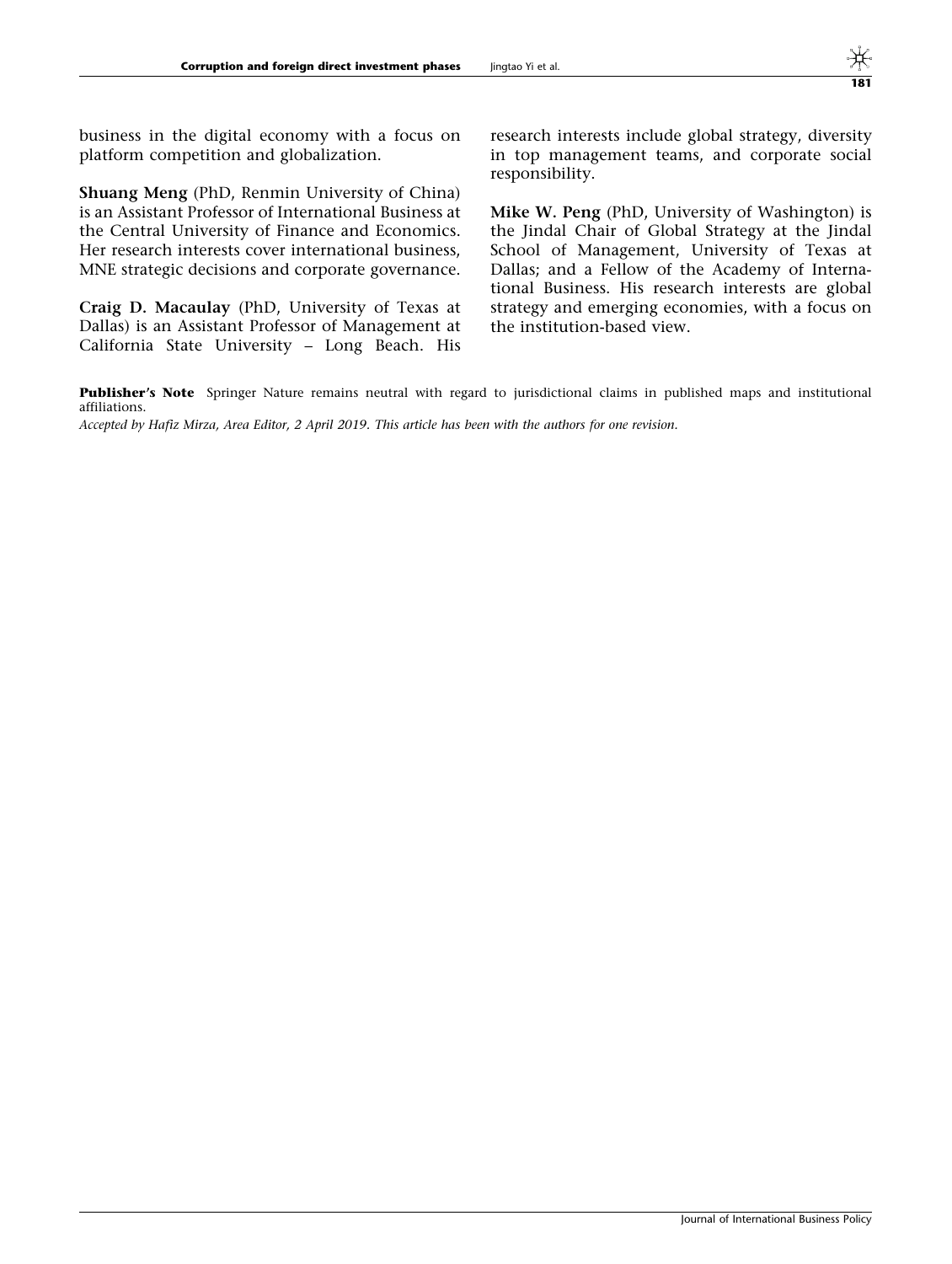business in the digital economy with a focus on platform competition and globalization.

**Shuang Meng** (PhD, Renmin University of China) is an Assistant Professor of International Business at the Central University of Finance and Economics. Her research interests cover international business, MNE strategic decisions and corporate governance.

**Craig D. Macaulay** (PhD, University of Texas at Dallas) is an Assistant Professor of Management at California State University – Long Beach. His research interests include global strategy, diversity in top management teams, and corporate social responsibility.

**Mike W. Peng** (PhD, University of Washington) is the Jindal Chair of Global Strategy at the Jindal School of Management, University of Texas at Dallas; and a Fellow of the Academy of International Business. His research interests are global strategy and emerging economies, with a focus on the institution-based view.

**Publisher's Note** Springer Nature remains neutral with regard to jurisdictional claims in published maps and institutional affiliations.

*Accepted by Hafiz Mirza, Area Editor, 2 April 2019. This article has been with the authors for one revision.*